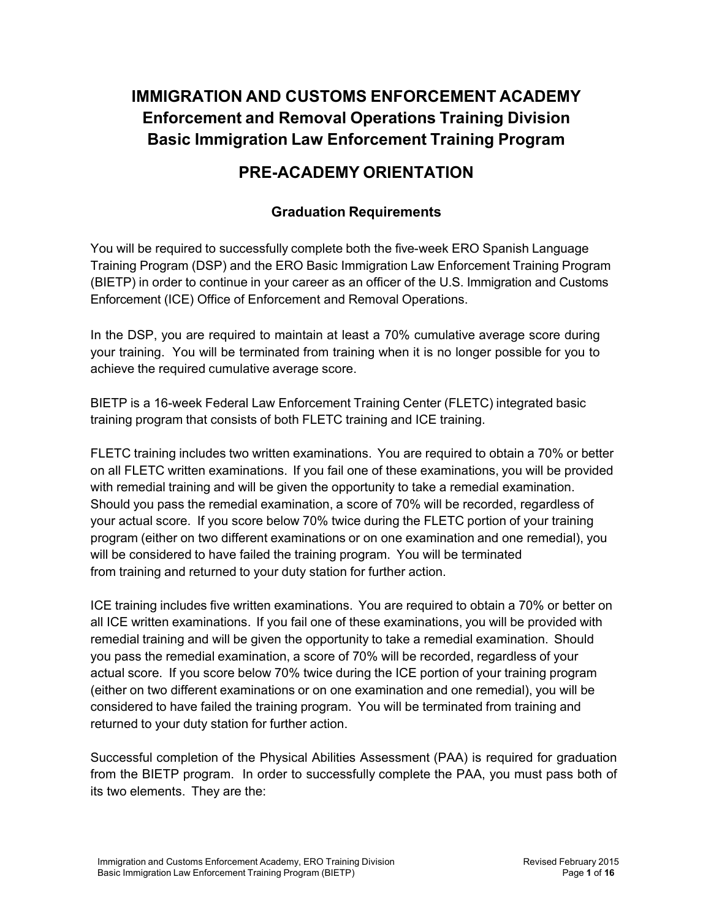# IMMIGRATION AND CUSTOMS ENFORCEMENT ACADEMY
## Enforcement and Removal Operations Training Division
## Basic Immigration Law Enforcement Training Program

## PRE-ACADEMY ORIENTATION

### Graduation Requirements

You will be required to successfully complete both the five-week ERO Spanish Language Training Program (DSP) and the ERO Basic Immigration Law Enforcement Training Program (BIETP) in order to continue in your career as an officer of the U.S. Immigration and Customs Enforcement (ICE) Office of Enforcement and Removal Operations.

In the DSP, you are required to maintain at least a 70% cumulative average score during your training. You will be terminated from training when it is no longer possible for you to achieve the required cumulative average score.

BIETP is a 16-week Federal Law Enforcement Training Center (FLETC) integrated basic training program that consists of both FLETC training and ICE training.

FLETC training includes two written examinations. You are required to obtain a 70% or better on all FLETC written examinations. If you fail one of these examinations, you will be provided with remedial training and will be given the opportunity to take a remedial examination. Should you pass the remedial examination, a score of 70% will be recorded, regardless of your actual score. If you score below 70% twice during the FLETC portion of your training program (either on two different examinations or on one examination and one remedial), you will be considered to have failed the training program. You will be terminated from training and returned to your duty station for further action.

ICE training includes five written examinations. You are required to obtain a 70% or better on all ICE written examinations. If you fail one of these examinations, you will be provided with remedial training and will be given the opportunity to take a remedial examination. Should you pass the remedial examination, a score of 70% will be recorded, regardless of your actual score. If you score below 70% twice during the ICE portion of your training program (either on two different examinations or on one examination and one remedial), you will be considered to have failed the training program. You will be terminated from training and returned to your duty station for further action.

Successful completion of the Physical Abilities Assessment (PAA) is required for graduation from the BIETP program. In order to successfully complete the PAA, you must pass both of its two elements. They are the: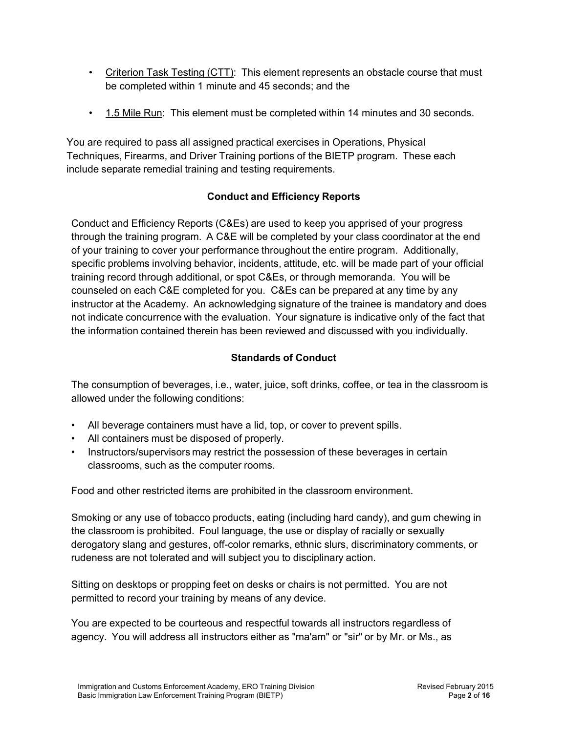- Criterion Task Testing (CTT): This element represents an obstacle course that must be completed within 1 minute and 45 seconds; and the
- 1.5 Mile Run: This element must be completed within 14 minutes and 30 seconds.

You are required to pass all assigned practical exercises in Operations, Physical Techniques, Firearms, and Driver Training portions of the BIETP program. These each include separate remedial training and testing requirements.

### Conduct and Efficiency Reports

Conduct and Efficiency Reports (C&Es) are used to keep you apprised of your progress through the training program. A C&E will be completed by your class coordinator at the end of your training to cover your performance throughout the entire program. Additionally, specific problems involving behavior, incidents, attitude, etc. will be made part of your official training record through additional, or spot C&Es, or through memoranda. You will be counseled on each C&E completed for you. C&Es can be prepared at any time by any instructor at the Academy. An acknowledging signature of the trainee is mandatory and does not indicate concurrence with the evaluation. Your signature is indicative only of the fact that the information contained therein has been reviewed and discussed with you individually.

### Standards of Conduct

The consumption of beverages, i.e., water, juice, soft drinks, coffee, or tea in the classroom is allowed under the following conditions:

- All beverage containers must have a lid, top, or cover to prevent spills.
- All containers must be disposed of properly.
- Instructors/supervisors may restrict the possession of these beverages in certain classrooms, such as the computer rooms.

Food and other restricted items are prohibited in the classroom environment.

Smoking or any use of tobacco products, eating (including hard candy), and gum chewing in the classroom is prohibited. Foul language, the use or display of racially or sexually derogatory slang and gestures, off-color remarks, ethnic slurs, discriminatory comments, or rudeness are not tolerated and will subject you to disciplinary action.

Sitting on desktops or propping feet on desks or chairs is not permitted. You are not permitted to record your training by means of any device.

You are expected to be courteous and respectful towards all instructors regardless of agency. You will address all instructors either as "ma'am" or "sir" or by Mr. or Ms., as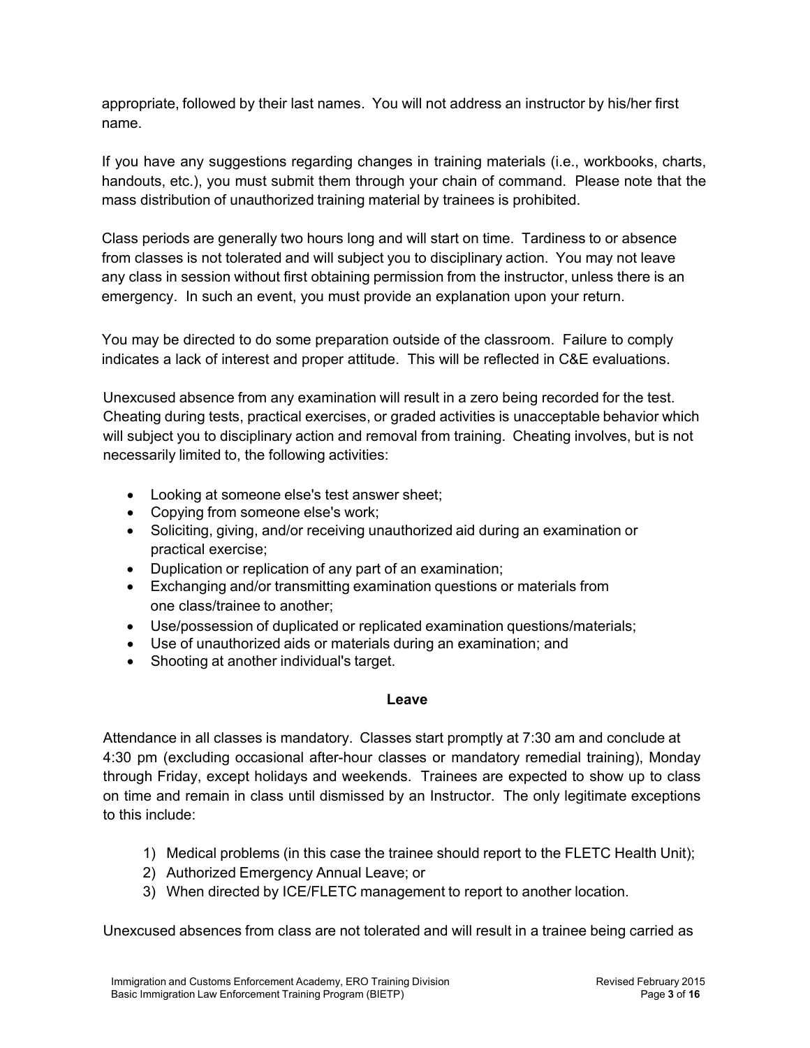appropriate, followed by their last names. You will not address an instructor by his/her first name.

If you have any suggestions regarding changes in training materials (i.e., workbooks, charts, handouts, etc.), you must submit them through your chain of command. Please note that the mass distribution of unauthorized training material by trainees is prohibited.

Class periods are generally two hours long and will start on time. Tardiness to or absence from classes is not tolerated and will subject you to disciplinary action. You may not leave any class in session without first obtaining permission from the instructor, unless there is an emergency. In such an event, you must provide an explanation upon your return.

You may be directed to do some preparation outside of the classroom. Failure to comply indicates a lack of interest and proper attitude. This will be reflected in C&E evaluations.

Unexcused absence from any examination will result in a zero being recorded for the test. Cheating during tests, practical exercises, or graded activities is unacceptable behavior which will subject you to disciplinary action and removal from training. Cheating involves, but is not necessarily limited to, the following activities:

- Looking at someone else's test answer sheet;
- Copying from someone else's work;
- Soliciting, giving, and/or receiving unauthorized aid during an examination or practical exercise;
- Duplication or replication of any part of an examination;
- Exchanging and/or transmitting examination questions or materials from one class/trainee to another;
- Use/possession of duplicated or replicated examination questions/materials;
- Use of unauthorized aids or materials during an examination; and
- Shooting at another individual's target.

**Leave**

Attendance in all classes is mandatory. Classes start promptly at 7:30 am and conclude at 4:30 pm (excluding occasional after-hour classes or mandatory remedial training), Monday through Friday, except holidays and weekends. Trainees are expected to show up to class on time and remain in class until dismissed by an Instructor. The only legitimate exceptions to this include:

1) Medical problems (in this case the trainee should report to the FLETC Health Unit);
2) Authorized Emergency Annual Leave; or
3) When directed by ICE/FLETC management to report to another location.

Unexcused absences from class are not tolerated and will result in a trainee being carried as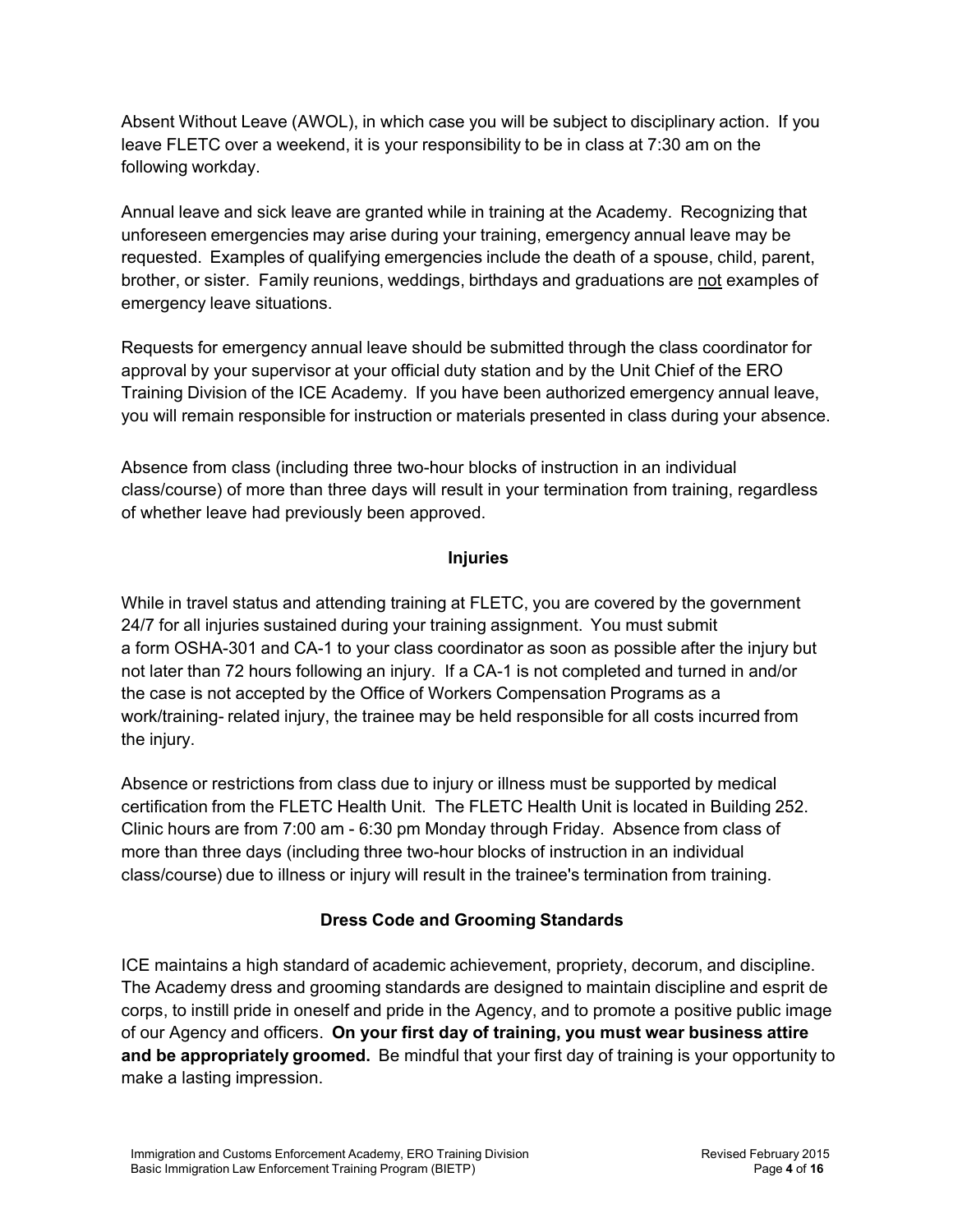Absent Without Leave (AWOL), in which case you will be subject to disciplinary action. If you leave FLETC over a weekend, it is your responsibility to be in class at 7:30 am on the following workday.

Annual leave and sick leave are granted while in training at the Academy. Recognizing that unforeseen emergencies may arise during your training, emergency annual leave may be requested. Examples of qualifying emergencies include the death of a spouse, child, parent, brother, or sister. Family reunions, weddings, birthdays and graduations are <u>not</u> examples of emergency leave situations.

Requests for emergency annual leave should be submitted through the class coordinator for approval by your supervisor at your official duty station and by the Unit Chief of the ERO Training Division of the ICE Academy. If you have been authorized emergency annual leave, you will remain responsible for instruction or materials presented in class during your absence.

Absence from class (including three two-hour blocks of instruction in an individual class/course) of more than three days will result in your termination from training, regardless of whether leave had previously been approved.

## Injuries

While in travel status and attending training at FLETC, you are covered by the government 24/7 for all injuries sustained during your training assignment. You must submit a form OSHA-301 and CA-1 to your class coordinator as soon as possible after the injury but not later than 72 hours following an injury. If a CA-1 is not completed and turned in and/or the case is not accepted by the Office of Workers Compensation Programs as a work/training- related injury, the trainee may be held responsible for all costs incurred from the injury.

Absence or restrictions from class due to injury or illness must be supported by medical certification from the FLETC Health Unit. The FLETC Health Unit is located in Building 252. Clinic hours are from 7:00 am - 6:30 pm Monday through Friday. Absence from class of more than three days (including three two-hour blocks of instruction in an individual class/course) due to illness or injury will result in the trainee's termination from training.

## Dress Code and Grooming Standards

ICE maintains a high standard of academic achievement, propriety, decorum, and discipline. The Academy dress and grooming standards are designed to maintain discipline and esprit de corps, to instill pride in oneself and pride in the Agency, and to promote a positive public image of our Agency and officers. **On your first day of training, you must wear business attire and be appropriately groomed.** Be mindful that your first day of training is your opportunity to make a lasting impression.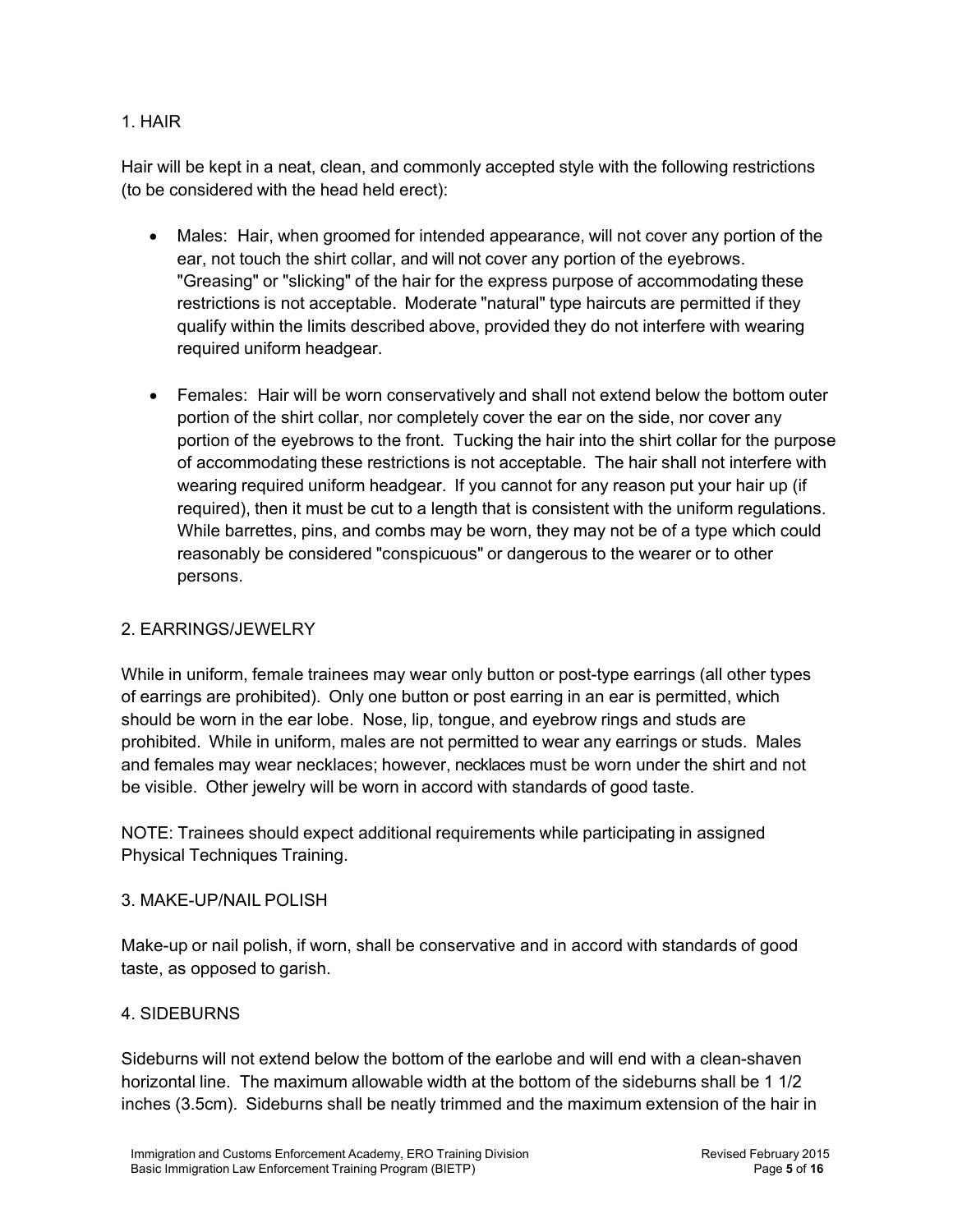### 1. HAIR

Hair will be kept in a neat, clean, and commonly accepted style with the following restrictions (to be considered with the head held erect):

- Males: Hair, when groomed for intended appearance, will not cover any portion of the ear, not touch the shirt collar, and will not cover any portion of the eyebrows. "Greasing" or "slicking" of the hair for the express purpose of accommodating these restrictions is not acceptable. Moderate "natural" type haircuts are permitted if they qualify within the limits described above, provided they do not interfere with wearing required uniform headgear.

- Females: Hair will be worn conservatively and shall not extend below the bottom outer portion of the shirt collar, nor completely cover the ear on the side, nor cover any portion of the eyebrows to the front. Tucking the hair into the shirt collar for the purpose of accommodating these restrictions is not acceptable. The hair shall not interfere with wearing required uniform headgear. If you cannot for any reason put your hair up (if required), then it must be cut to a length that is consistent with the uniform regulations. While barrettes, pins, and combs may be worn, they may not be of a type which could reasonably be considered "conspicuous" or dangerous to the wearer or to other persons.

### 2. EARRINGS/JEWELRY

While in uniform, female trainees may wear only button or post-type earrings (all other types of earrings are prohibited). Only one button or post earring in an ear is permitted, which should be worn in the ear lobe. Nose, lip, tongue, and eyebrow rings and studs are prohibited. While in uniform, males are not permitted to wear any earrings or studs. Males and females may wear necklaces; however, necklaces must be worn under the shirt and not be visible. Other jewelry will be worn in accord with standards of good taste.

NOTE: Trainees should expect additional requirements while participating in assigned Physical Techniques Training.

### 3. MAKE-UP/NAIL POLISH

Make-up or nail polish, if worn, shall be conservative and in accord with standards of good taste, as opposed to garish.

### 4. SIDEBURNS

Sideburns will not extend below the bottom of the earlobe and will end with a clean-shaven horizontal line. The maximum allowable width at the bottom of the sideburns shall be 1 1/2 inches (3.5cm). Sideburns shall be neatly trimmed and the maximum extension of the hair in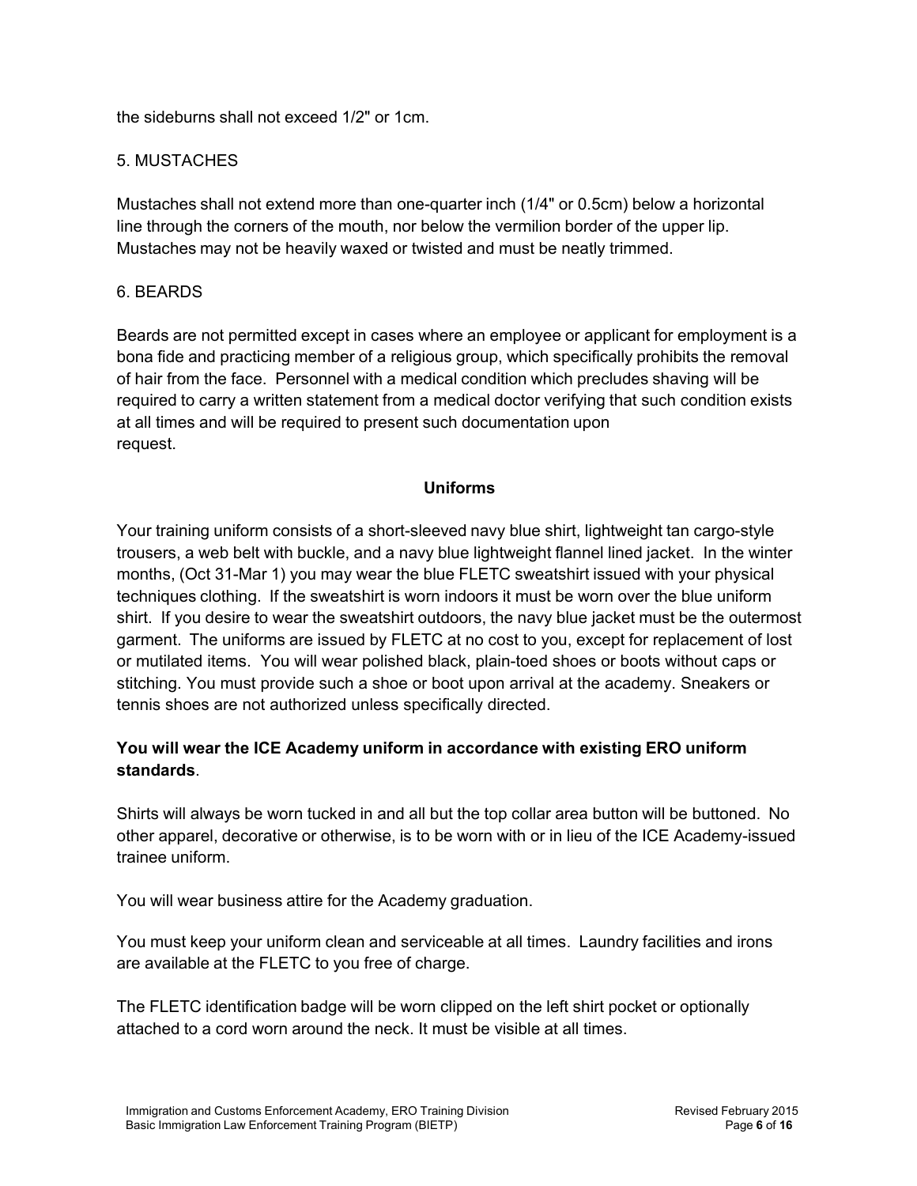the sideburns shall not exceed 1/2" or 1cm.

5. MUSTACHES

Mustaches shall not extend more than one-quarter inch (1/4" or 0.5cm) below a horizontal line through the corners of the mouth, nor below the vermilion border of the upper lip. Mustaches may not be heavily waxed or twisted and must be neatly trimmed.

6. BEARDS

Beards are not permitted except in cases where an employee or applicant for employment is a bona fide and practicing member of a religious group, which specifically prohibits the removal of hair from the face. Personnel with a medical condition which precludes shaving will be required to carry a written statement from a medical doctor verifying that such condition exists at all times and will be required to present such documentation upon request.

## Uniforms

Your training uniform consists of a short-sleeved navy blue shirt, lightweight tan cargo-style trousers, a web belt with buckle, and a navy blue lightweight flannel lined jacket. In the winter months, (Oct 31-Mar 1) you may wear the blue FLETC sweatshirt issued with your physical techniques clothing. If the sweatshirt is worn indoors it must be worn over the blue uniform shirt. If you desire to wear the sweatshirt outdoors, the navy blue jacket must be the outermost garment. The uniforms are issued by FLETC at no cost to you, except for replacement of lost or mutilated items. You will wear polished black, plain-toed shoes or boots without caps or stitching. You must provide such a shoe or boot upon arrival at the academy. Sneakers or tennis shoes are not authorized unless specifically directed.

**You will wear the ICE Academy uniform in accordance with existing ERO uniform standards**.

Shirts will always be worn tucked in and all but the top collar area button will be buttoned. No other apparel, decorative or otherwise, is to be worn with or in lieu of the ICE Academy-issued trainee uniform.

You will wear business attire for the Academy graduation.

You must keep your uniform clean and serviceable at all times. Laundry facilities and irons are available at the FLETC to you free of charge.

The FLETC identification badge will be worn clipped on the left shirt pocket or optionally attached to a cord worn around the neck. It must be visible at all times.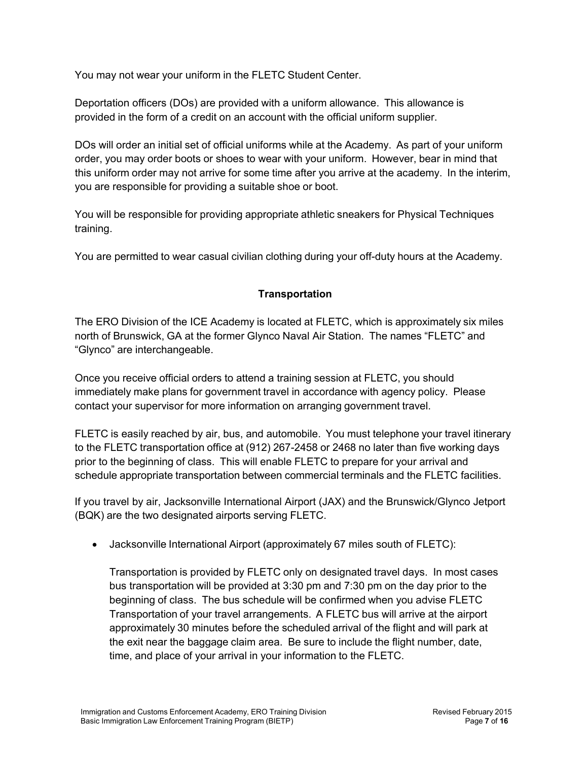You may not wear your uniform in the FLETC Student Center.

Deportation officers (DOs) are provided with a uniform allowance. This allowance is provided in the form of a credit on an account with the official uniform supplier.

DOs will order an initial set of official uniforms while at the Academy. As part of your uniform order, you may order boots or shoes to wear with your uniform. However, bear in mind that this uniform order may not arrive for some time after you arrive at the academy. In the interim, you are responsible for providing a suitable shoe or boot.

You will be responsible for providing appropriate athletic sneakers for Physical Techniques training.

You are permitted to wear casual civilian clothing during your off-duty hours at the Academy.

## Transportation

The ERO Division of the ICE Academy is located at FLETC, which is approximately six miles north of Brunswick, GA at the former Glynco Naval Air Station. The names "FLETC" and "Glynco" are interchangeable.

Once you receive official orders to attend a training session at FLETC, you should immediately make plans for government travel in accordance with agency policy. Please contact your supervisor for more information on arranging government travel.

FLETC is easily reached by air, bus, and automobile. You must telephone your travel itinerary to the FLETC transportation office at (912) 267-2458 or 2468 no later than five working days prior to the beginning of class. This will enable FLETC to prepare for your arrival and schedule appropriate transportation between commercial terminals and the FLETC facilities.

If you travel by air, Jacksonville International Airport (JAX) and the Brunswick/Glynco Jetport (BQK) are the two designated airports serving FLETC.

- Jacksonville International Airport (approximately 67 miles south of FLETC):

  Transportation is provided by FLETC only on designated travel days. In most cases bus transportation will be provided at 3:30 pm and 7:30 pm on the day prior to the beginning of class. The bus schedule will be confirmed when you advise FLETC Transportation of your travel arrangements. A FLETC bus will arrive at the airport approximately 30 minutes before the scheduled arrival of the flight and will park at the exit near the baggage claim area. Be sure to include the flight number, date, time, and place of your arrival in your information to the FLETC.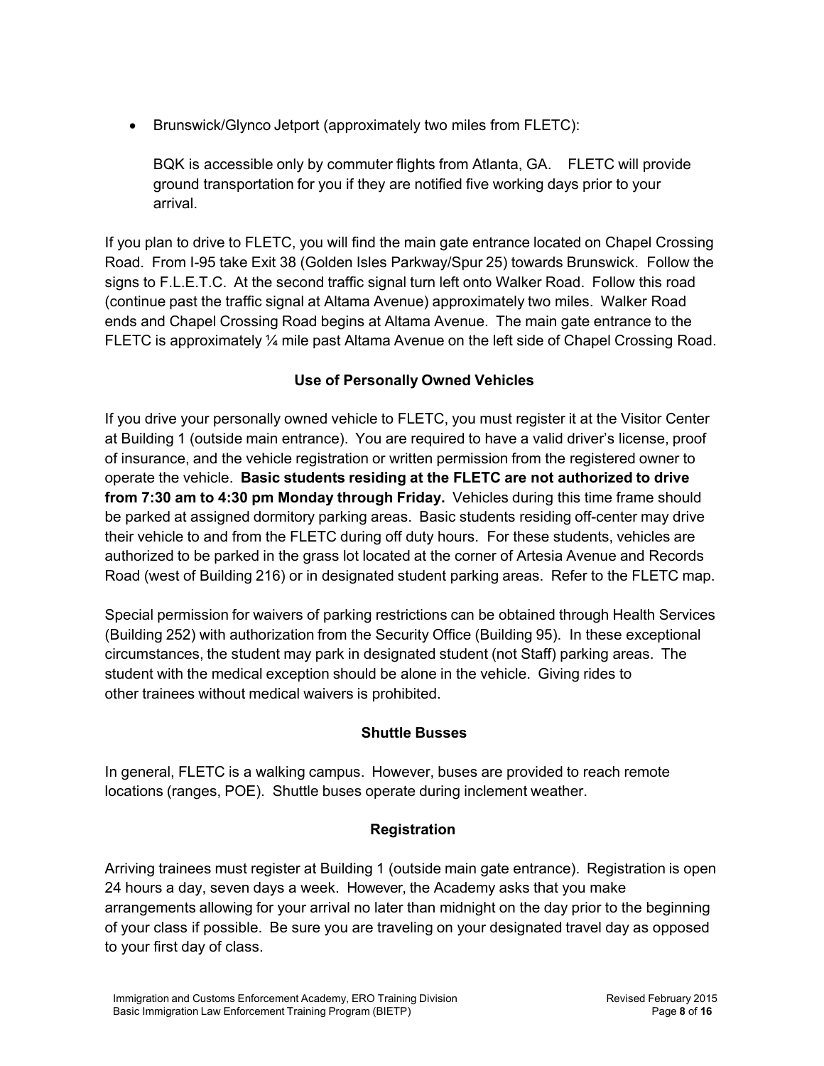- Brunswick/Glynco Jetport (approximately two miles from FLETC):

  BQK is accessible only by commuter flights from Atlanta, GA. FLETC will provide ground transportation for you if they are notified five working days prior to your arrival.

If you plan to drive to FLETC, you will find the main gate entrance located on Chapel Crossing Road. From I-95 take Exit 38 (Golden Isles Parkway/Spur 25) towards Brunswick. Follow the signs to F.L.E.T.C. At the second traffic signal turn left onto Walker Road. Follow this road (continue past the traffic signal at Altama Avenue) approximately two miles. Walker Road ends and Chapel Crossing Road begins at Altama Avenue. The main gate entrance to the FLETC is approximately ¼ mile past Altama Avenue on the left side of Chapel Crossing Road.

### Use of Personally Owned Vehicles

If you drive your personally owned vehicle to FLETC, you must register it at the Visitor Center at Building 1 (outside main entrance). You are required to have a valid driver's license, proof of insurance, and the vehicle registration or written permission from the registered owner to operate the vehicle. **Basic students residing at the FLETC are not authorized to drive from 7:30 am to 4:30 pm Monday through Friday.** Vehicles during this time frame should be parked at assigned dormitory parking areas. Basic students residing off-center may drive their vehicle to and from the FLETC during off duty hours. For these students, vehicles are authorized to be parked in the grass lot located at the corner of Artesia Avenue and Records Road (west of Building 216) or in designated student parking areas. Refer to the FLETC map.

Special permission for waivers of parking restrictions can be obtained through Health Services (Building 252) with authorization from the Security Office (Building 95). In these exceptional circumstances, the student may park in designated student (not Staff) parking areas. The student with the medical exception should be alone in the vehicle. Giving rides to other trainees without medical waivers is prohibited.

### Shuttle Busses

In general, FLETC is a walking campus. However, buses are provided to reach remote locations (ranges, POE). Shuttle buses operate during inclement weather.

### Registration

Arriving trainees must register at Building 1 (outside main gate entrance). Registration is open 24 hours a day, seven days a week. However, the Academy asks that you make arrangements allowing for your arrival no later than midnight on the day prior to the beginning of your class if possible. Be sure you are traveling on your designated travel day as opposed to your first day of class.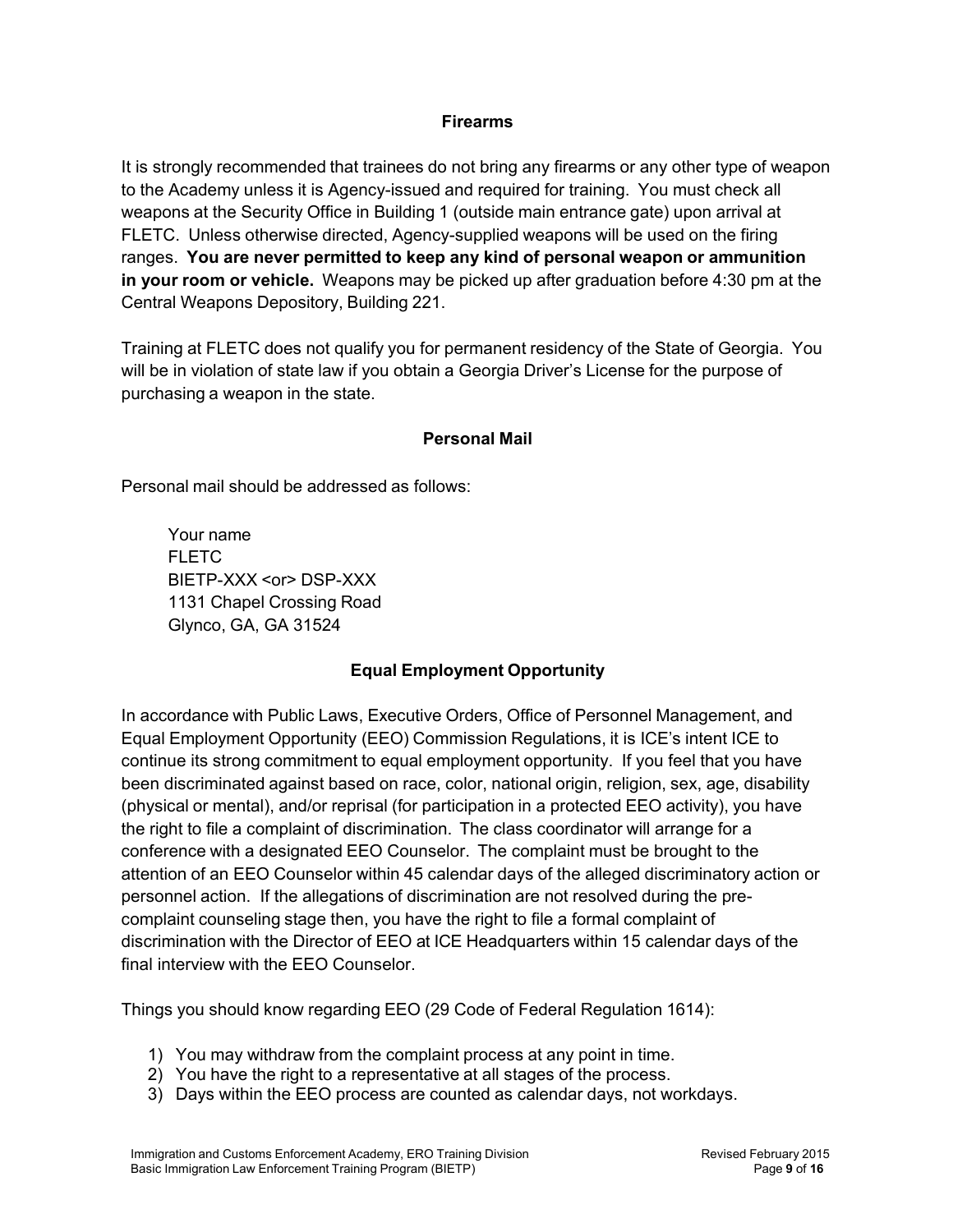## Firearms

It is strongly recommended that trainees do not bring any firearms or any other type of weapon to the Academy unless it is Agency-issued and required for training. You must check all weapons at the Security Office in Building 1 (outside main entrance gate) upon arrival at FLETC. Unless otherwise directed, Agency-supplied weapons will be used on the firing ranges. **You are never permitted to keep any kind of personal weapon or ammunition in your room or vehicle.** Weapons may be picked up after graduation before 4:30 pm at the Central Weapons Depository, Building 221.

Training at FLETC does not qualify you for permanent residency of the State of Georgia. You will be in violation of state law if you obtain a Georgia Driver's License for the purpose of purchasing a weapon in the state.

## Personal Mail

Personal mail should be addressed as follows:

> Your name
> FLETC
> BIETP-XXX <or> DSP-XXX
> 1131 Chapel Crossing Road
> Glynco, GA, GA 31524

## Equal Employment Opportunity

In accordance with Public Laws, Executive Orders, Office of Personnel Management, and Equal Employment Opportunity (EEO) Commission Regulations, it is ICE's intent ICE to continue its strong commitment to equal employment opportunity. If you feel that you have been discriminated against based on race, color, national origin, religion, sex, age, disability (physical or mental), and/or reprisal (for participation in a protected EEO activity), you have the right to file a complaint of discrimination. The class coordinator will arrange for a conference with a designated EEO Counselor. The complaint must be brought to the attention of an EEO Counselor within 45 calendar days of the alleged discriminatory action or personnel action. If the allegations of discrimination are not resolved during the pre-complaint counseling stage then, you have the right to file a formal complaint of discrimination with the Director of EEO at ICE Headquarters within 15 calendar days of the final interview with the EEO Counselor.

Things you should know regarding EEO (29 Code of Federal Regulation 1614):

1) You may withdraw from the complaint process at any point in time.
2) You have the right to a representative at all stages of the process.
3) Days within the EEO process are counted as calendar days, not workdays.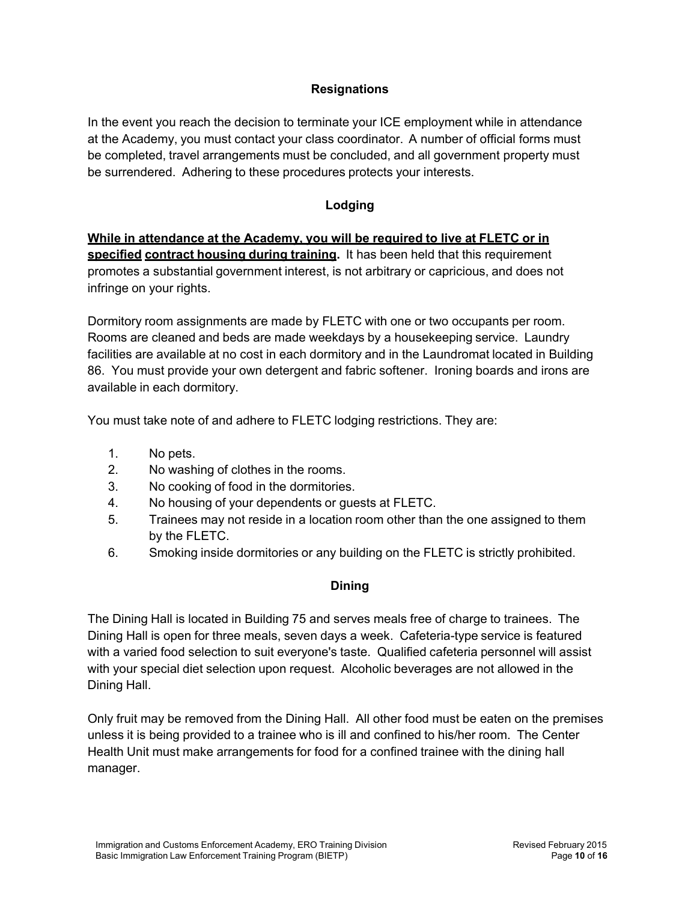## Resignations

In the event you reach the decision to terminate your ICE employment while in attendance at the Academy, you must contact your class coordinator. A number of official forms must be completed, travel arrangements must be concluded, and all government property must be surrendered. Adhering to these procedures protects your interests.

## Lodging

**<u>While in attendance at the Academy, you will be required to live at FLETC or in specified contract housing during training</u>.** It has been held that this requirement promotes a substantial government interest, is not arbitrary or capricious, and does not infringe on your rights.

Dormitory room assignments are made by FLETC with one or two occupants per room. Rooms are cleaned and beds are made weekdays by a housekeeping service. Laundry facilities are available at no cost in each dormitory and in the Laundromat located in Building 86. You must provide your own detergent and fabric softener. Ironing boards and irons are available in each dormitory.

You must take note of and adhere to FLETC lodging restrictions. They are:

1. No pets.
2. No washing of clothes in the rooms.
3. No cooking of food in the dormitories.
4. No housing of your dependents or guests at FLETC.
5. Trainees may not reside in a location room other than the one assigned to them by the FLETC.
6. Smoking inside dormitories or any building on the FLETC is strictly prohibited.

## Dining

The Dining Hall is located in Building 75 and serves meals free of charge to trainees. The Dining Hall is open for three meals, seven days a week. Cafeteria-type service is featured with a varied food selection to suit everyone's taste. Qualified cafeteria personnel will assist with your special diet selection upon request. Alcoholic beverages are not allowed in the Dining Hall.

Only fruit may be removed from the Dining Hall. All other food must be eaten on the premises unless it is being provided to a trainee who is ill and confined to his/her room. The Center Health Unit must make arrangements for food for a confined trainee with the dining hall manager.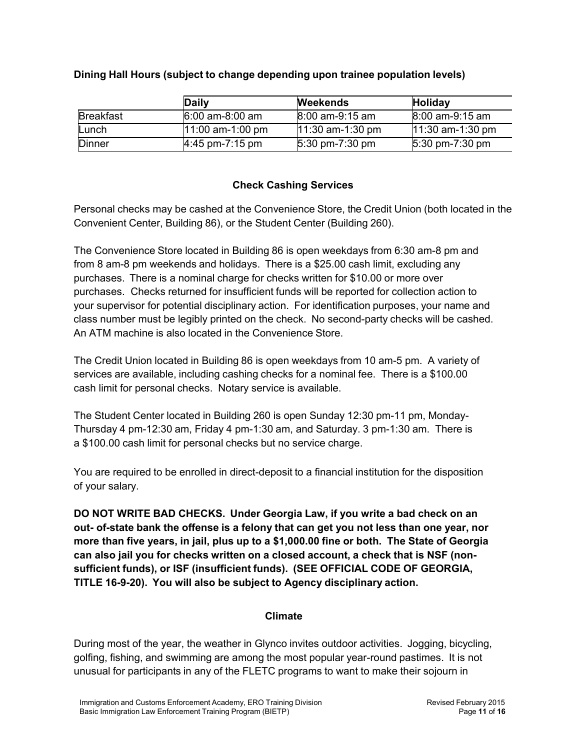**Dining Hall Hours (subject to change depending upon trainee population levels)**

| | Daily | Weekends | Holiday |
|---|---|---|---|
| Breakfast | 6:00 am-8:00 am | 8:00 am-9:15 am | 8:00 am-9:15 am |
| Lunch | 11:00 am-1:00 pm | 11:30 am-1:30 pm | 11:30 am-1:30 pm |
| Dinner | 4:45 pm-7:15 pm | 5:30 pm-7:30 pm | 5:30 pm-7:30 pm |

## Check Cashing Services

Personal checks may be cashed at the Convenience Store, the Credit Union (both located in the Convenient Center, Building 86), or the Student Center (Building 260).

The Convenience Store located in Building 86 is open weekdays from 6:30 am-8 pm and from 8 am-8 pm weekends and holidays. There is a $25.00 cash limit, excluding any purchases. There is a nominal charge for checks written for $10.00 or more over purchases. Checks returned for insufficient funds will be reported for collection action to your supervisor for potential disciplinary action. For identification purposes, your name and class number must be legibly printed on the check. No second-party checks will be cashed. An ATM machine is also located in the Convenience Store.

The Credit Union located in Building 86 is open weekdays from 10 am-5 pm. A variety of services are available, including cashing checks for a nominal fee. There is a $100.00 cash limit for personal checks. Notary service is available.

The Student Center located in Building 260 is open Sunday 12:30 pm-11 pm, Monday-Thursday 4 pm-12:30 am, Friday 4 pm-1:30 am, and Saturday. 3 pm-1:30 am. There is a $100.00 cash limit for personal checks but no service charge.

You are required to be enrolled in direct-deposit to a financial institution for the disposition of your salary.

**DO NOT WRITE BAD CHECKS. Under Georgia Law, if you write a bad check on an out- of-state bank the offense is a felony that can get you not less than one year, nor more than five years, in jail, plus up to a $1,000.00 fine or both. The State of Georgia can also jail you for checks written on a closed account, a check that is NSF (non-sufficient funds), or ISF (insufficient funds). (SEE OFFICIAL CODE OF GEORGIA, TITLE 16-9-20). You will also be subject to Agency disciplinary action.**

## Climate

During most of the year, the weather in Glynco invites outdoor activities. Jogging, bicycling, golfing, fishing, and swimming are among the most popular year-round pastimes. It is not unusual for participants in any of the FLETC programs to want to make their sojourn in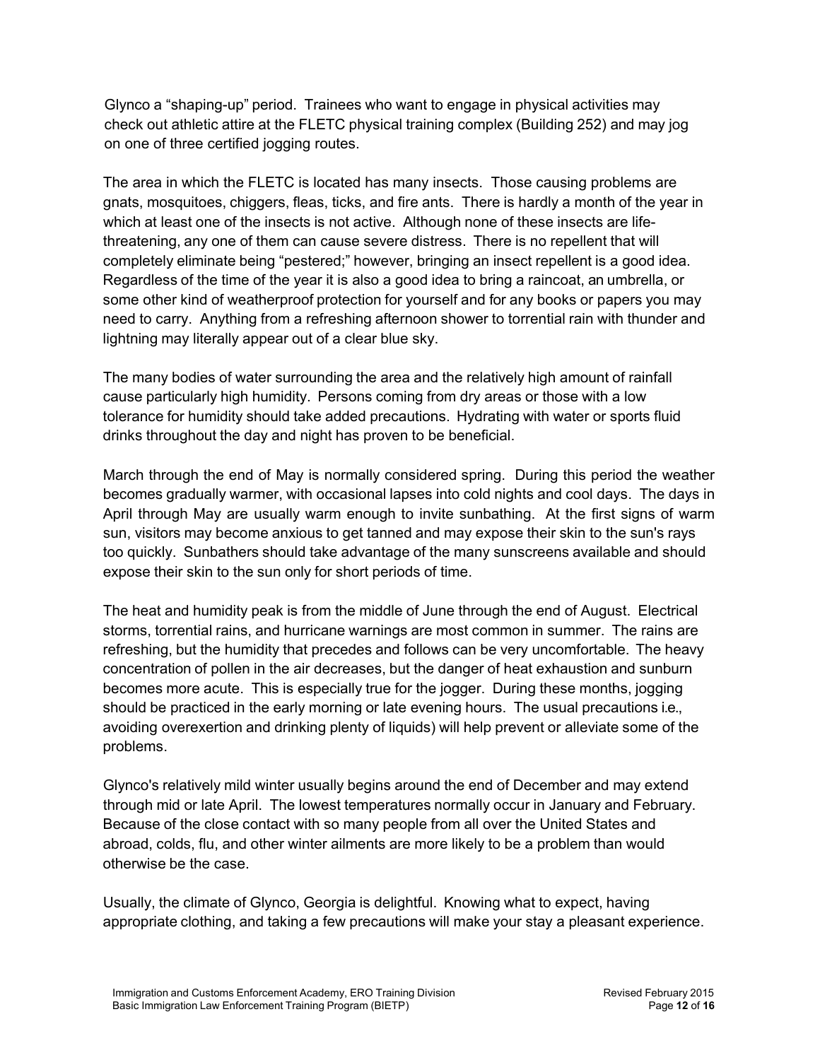Glynco a “shaping-up” period. Trainees who want to engage in physical activities may check out athletic attire at the FLETC physical training complex (Building 252) and may jog on one of three certified jogging routes.

The area in which the FLETC is located has many insects. Those causing problems are gnats, mosquitoes, chiggers, fleas, ticks, and fire ants. There is hardly a month of the year in which at least one of the insects is not active. Although none of these insects are life-threatening, any one of them can cause severe distress. There is no repellent that will completely eliminate being “pestered;” however, bringing an insect repellent is a good idea. Regardless of the time of the year it is also a good idea to bring a raincoat, an umbrella, or some other kind of weatherproof protection for yourself and for any books or papers you may need to carry. Anything from a refreshing afternoon shower to torrential rain with thunder and lightning may literally appear out of a clear blue sky.

The many bodies of water surrounding the area and the relatively high amount of rainfall cause particularly high humidity. Persons coming from dry areas or those with a low tolerance for humidity should take added precautions. Hydrating with water or sports fluid drinks throughout the day and night has proven to be beneficial.

March through the end of May is normally considered spring. During this period the weather becomes gradually warmer, with occasional lapses into cold nights and cool days. The days in April through May are usually warm enough to invite sunbathing. At the first signs of warm sun, visitors may become anxious to get tanned and may expose their skin to the sun's rays too quickly. Sunbathers should take advantage of the many sunscreens available and should expose their skin to the sun only for short periods of time.

The heat and humidity peak is from the middle of June through the end of August. Electrical storms, torrential rains, and hurricane warnings are most common in summer. The rains are refreshing, but the humidity that precedes and follows can be very uncomfortable. The heavy concentration of pollen in the air decreases, but the danger of heat exhaustion and sunburn becomes more acute. This is especially true for the jogger. During these months, jogging should be practiced in the early morning or late evening hours. The usual precautions i.e., avoiding overexertion and drinking plenty of liquids) will help prevent or alleviate some of the problems.

Glynco's relatively mild winter usually begins around the end of December and may extend through mid or late April. The lowest temperatures normally occur in January and February. Because of the close contact with so many people from all over the United States and abroad, colds, flu, and other winter ailments are more likely to be a problem than would otherwise be the case.

Usually, the climate of Glynco, Georgia is delightful. Knowing what to expect, having appropriate clothing, and taking a few precautions will make your stay a pleasant experience.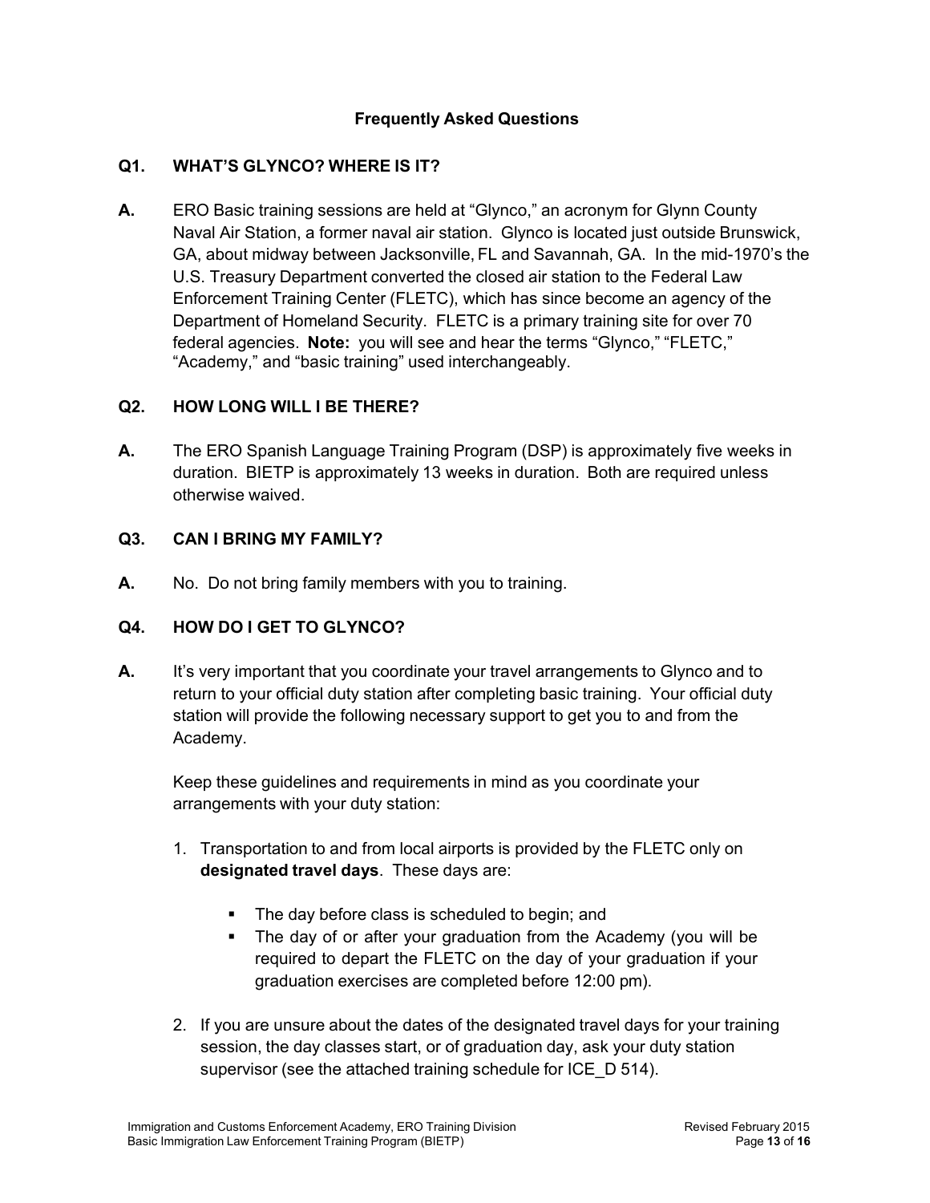## Frequently Asked Questions

### Q1. WHAT'S GLYNCO? WHERE IS IT?

**A.** ERO Basic training sessions are held at "Glynco," an acronym for Glynn County Naval Air Station, a former naval air station. Glynco is located just outside Brunswick, GA, about midway between Jacksonville, FL and Savannah, GA. In the mid-1970's the U.S. Treasury Department converted the closed air station to the Federal Law Enforcement Training Center (FLETC), which has since become an agency of the Department of Homeland Security. FLETC is a primary training site for over 70 federal agencies. **Note:** you will see and hear the terms "Glynco," "FLETC," "Academy," and "basic training" used interchangeably.

### Q2. HOW LONG WILL I BE THERE?

**A.** The ERO Spanish Language Training Program (DSP) is approximately five weeks in duration. BIETP is approximately 13 weeks in duration. Both are required unless otherwise waived.

### Q3. CAN I BRING MY FAMILY?

**A.** No. Do not bring family members with you to training.

### Q4. HOW DO I GET TO GLYNCO?

**A.** It's very important that you coordinate your travel arrangements to Glynco and to return to your official duty station after completing basic training. Your official duty station will provide the following necessary support to get you to and from the Academy.

Keep these guidelines and requirements in mind as you coordinate your arrangements with your duty station:

1. Transportation to and from local airports is provided by the FLETC only on **designated travel days**. These days are:
   - The day before class is scheduled to begin; and
   - The day of or after your graduation from the Academy (you will be required to depart the FLETC on the day of your graduation if your graduation exercises are completed before 12:00 pm).
2. If you are unsure about the dates of the designated travel days for your training session, the day classes start, or of graduation day, ask your duty station supervisor (see the attached training schedule for ICE_D 514).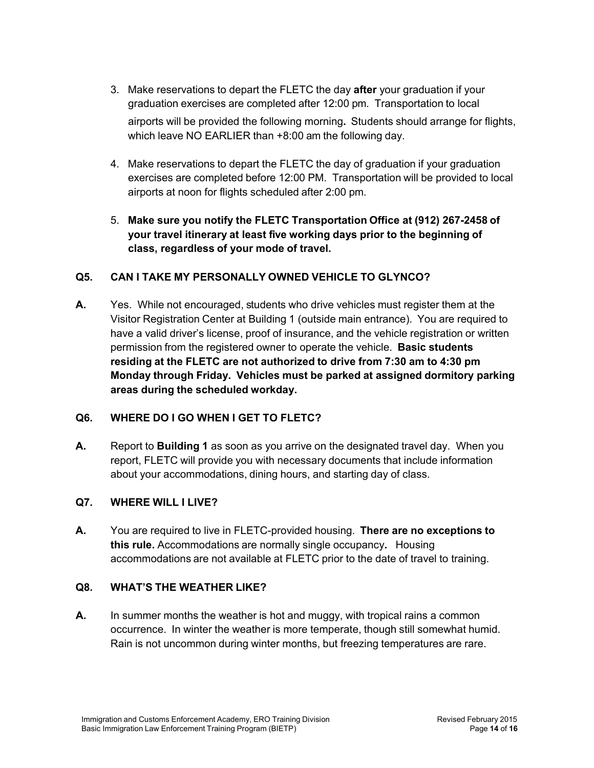3. Make reservations to depart the FLETC the day **after** your graduation if your graduation exercises are completed after 12:00 pm. Transportation to local airports will be provided the following morning**.** Students should arrange for flights, which leave NO EARLIER than +8:00 am the following day.

4. Make reservations to depart the FLETC the day of graduation if your graduation exercises are completed before 12:00 PM. Transportation will be provided to local airports at noon for flights scheduled after 2:00 pm.

5. **Make sure you notify the FLETC Transportation Office at (912) 267-2458 of your travel itinerary at least five working days prior to the beginning of class, regardless of your mode of travel.**

**Q5. CAN I TAKE MY PERSONALLY OWNED VEHICLE TO GLYNCO?**

**A.** Yes. While not encouraged, students who drive vehicles must register them at the Visitor Registration Center at Building 1 (outside main entrance). You are required to have a valid driver's license, proof of insurance, and the vehicle registration or written permission from the registered owner to operate the vehicle. **Basic students residing at the FLETC are not authorized to drive from 7:30 am to 4:30 pm Monday through Friday. Vehicles must be parked at assigned dormitory parking areas during the scheduled workday.**

**Q6. WHERE DO I GO WHEN I GET TO FLETC?**

**A.** Report to **Building 1** as soon as you arrive on the designated travel day. When you report, FLETC will provide you with necessary documents that include information about your accommodations, dining hours, and starting day of class.

**Q7. WHERE WILL I LIVE?**

**A.** You are required to live in FLETC-provided housing. **There are no exceptions to this rule.** Accommodations are normally single occupancy**.** Housing accommodations are not available at FLETC prior to the date of travel to training.

**Q8. WHAT'S THE WEATHER LIKE?**

**A.** In summer months the weather is hot and muggy, with tropical rains a common occurrence. In winter the weather is more temperate, though still somewhat humid. Rain is not uncommon during winter months, but freezing temperatures are rare.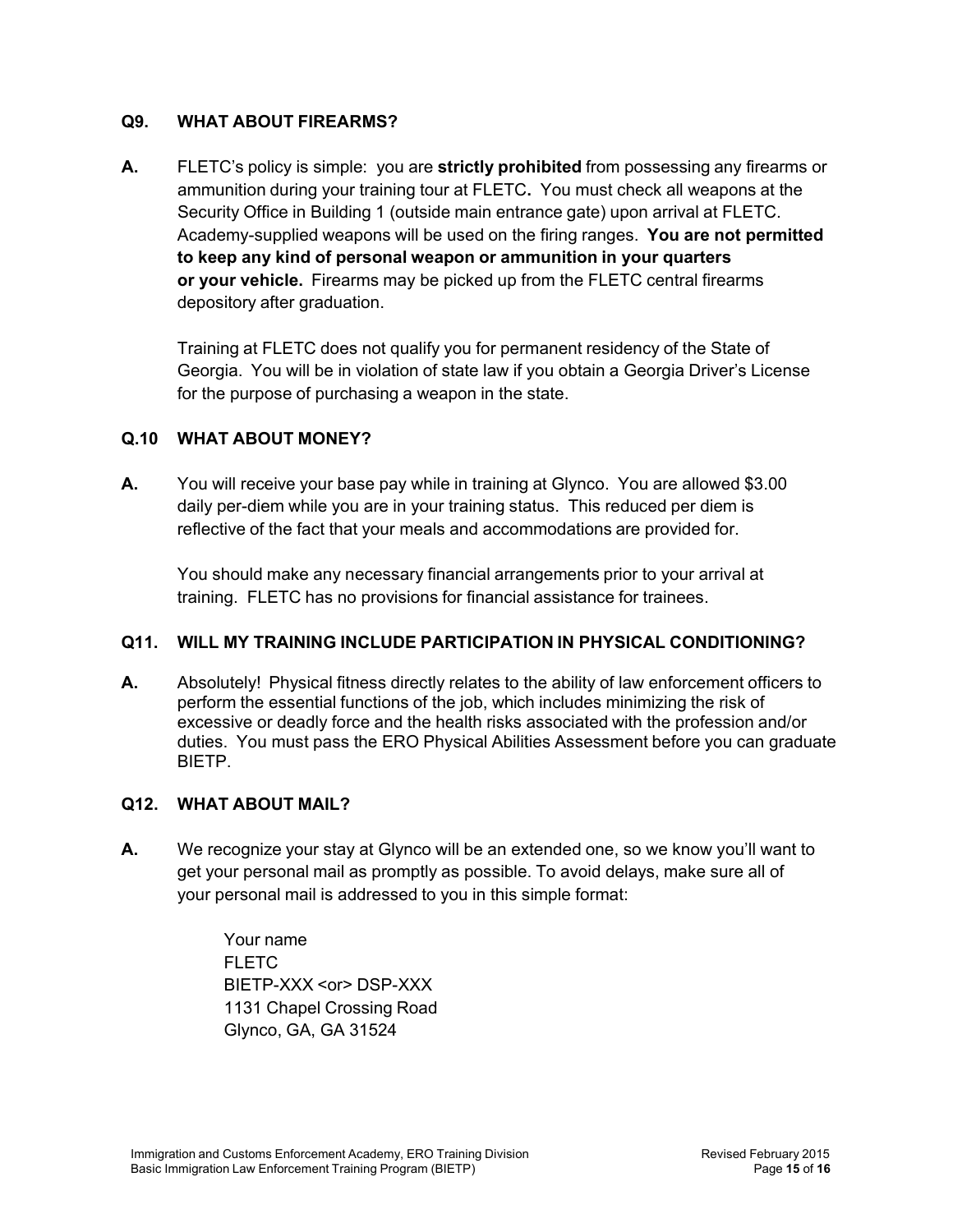### Q9. WHAT ABOUT FIREARMS?

**A.** FLETC's policy is simple: you are **strictly prohibited** from possessing any firearms or ammunition during your training tour at FLETC**.** You must check all weapons at the Security Office in Building 1 (outside main entrance gate) upon arrival at FLETC. Academy-supplied weapons will be used on the firing ranges. **You are not permitted to keep any kind of personal weapon or ammunition in your quarters or your vehicle.** Firearms may be picked up from the FLETC central firearms depository after graduation.

Training at FLETC does not qualify you for permanent residency of the State of Georgia. You will be in violation of state law if you obtain a Georgia Driver's License for the purpose of purchasing a weapon in the state.

### Q.10 WHAT ABOUT MONEY?

**A.** You will receive your base pay while in training at Glynco. You are allowed $3.00 daily per-diem while you are in your training status. This reduced per diem is reflective of the fact that your meals and accommodations are provided for.

You should make any necessary financial arrangements prior to your arrival at training. FLETC has no provisions for financial assistance for trainees.

### Q11. WILL MY TRAINING INCLUDE PARTICIPATION IN PHYSICAL CONDITIONING?

**A.** Absolutely! Physical fitness directly relates to the ability of law enforcement officers to perform the essential functions of the job, which includes minimizing the risk of excessive or deadly force and the health risks associated with the profession and/or duties. You must pass the ERO Physical Abilities Assessment before you can graduate BIETP.

### Q12. WHAT ABOUT MAIL?

**A.** We recognize your stay at Glynco will be an extended one, so we know you'll want to get your personal mail as promptly as possible. To avoid delays, make sure all of your personal mail is addressed to you in this simple format:

Your name
FLETC
BIETP-XXX <or> DSP-XXX
1131 Chapel Crossing Road
Glynco, GA, GA 31524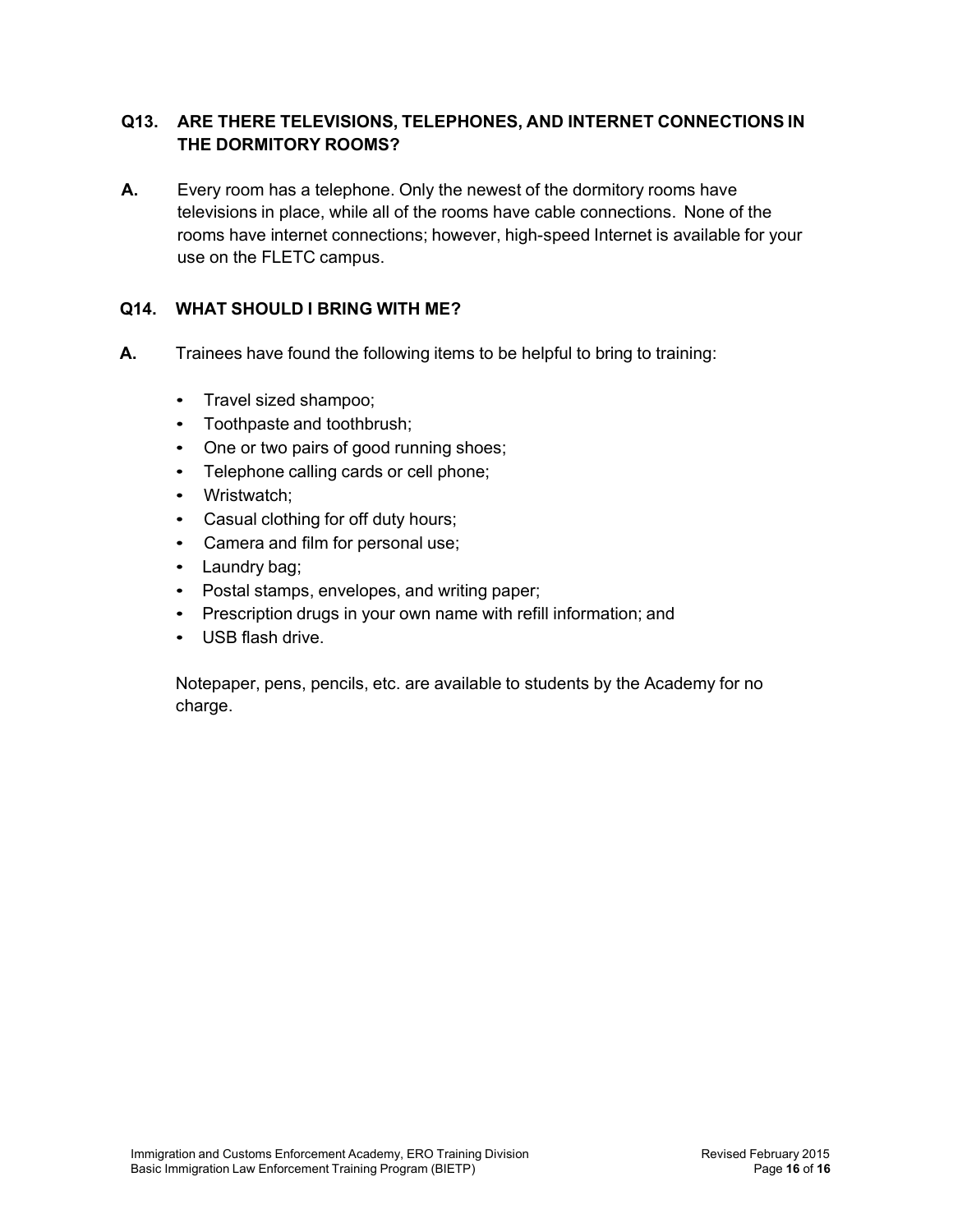**Q13. ARE THERE TELEVISIONS, TELEPHONES, AND INTERNET CONNECTIONS IN THE DORMITORY ROOMS?**

**A.** Every room has a telephone. Only the newest of the dormitory rooms have televisions in place, while all of the rooms have cable connections. None of the rooms have internet connections; however, high-speed Internet is available for your use on the FLETC campus.

**Q14. WHAT SHOULD I BRING WITH ME?**

**A.** Trainees have found the following items to be helpful to bring to training:

- Travel sized shampoo;
- Toothpaste and toothbrush;
- One or two pairs of good running shoes;
- Telephone calling cards or cell phone;
- Wristwatch;
- Casual clothing for off duty hours;
- Camera and film for personal use;
- Laundry bag;
- Postal stamps, envelopes, and writing paper;
- Prescription drugs in your own name with refill information; and
- USB flash drive.

Notepaper, pens, pencils, etc. are available to students by the Academy for no charge.